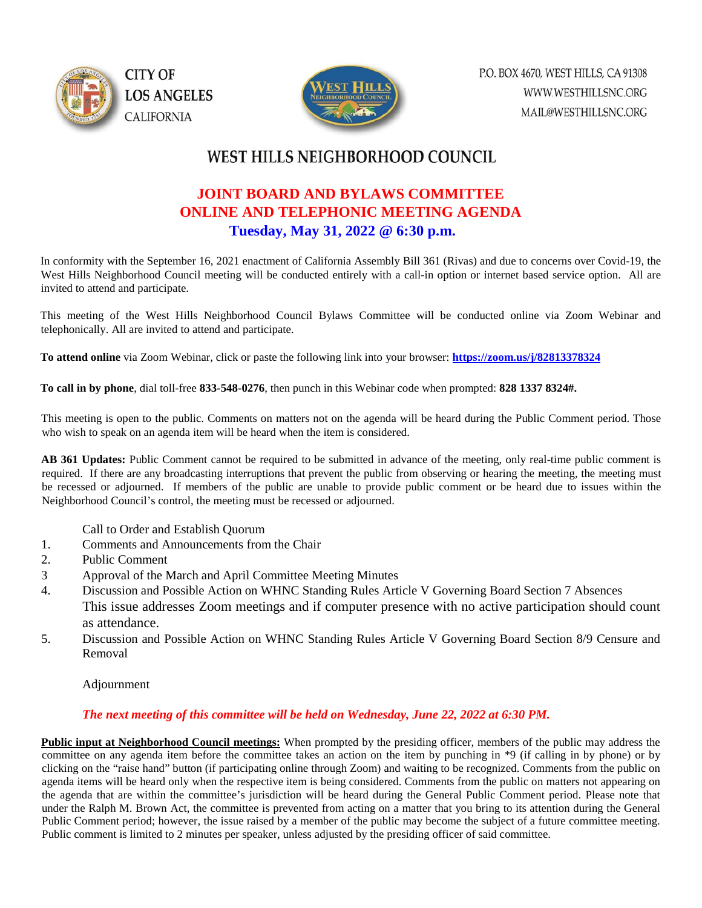CITY OF LOS ANGELES
CALIFORNIA

P.O. BOX 4670, WEST HILLS, CA 91308
WWW.WESTHILLSNC.ORG
MAIL@WESTHILLSNC.ORG

# WEST HILLS NEIGHBORHOOD COUNCIL

## JOINT BOARD AND BYLAWS COMMITTEE ONLINE AND TELEPHONIC MEETING AGENDA

### Tuesday, May 31, 2022 @ 6:30 p.m.

In conformity with the September 16, 2021 enactment of California Assembly Bill 361 (Rivas) and due to concerns over Covid-19, the West Hills Neighborhood Council meeting will be conducted entirely with a call-in option or internet based service option. All are invited to attend and participate.

This meeting of the West Hills Neighborhood Council Bylaws Committee will be conducted online via Zoom Webinar and telephonically. All are invited to attend and participate.

**To attend online** via Zoom Webinar, click or paste the following link into your browser: **https://zoom.us/j/82813378324**

**To call in by phone**, dial toll-free **833-548-0276**, then punch in this Webinar code when prompted: **828 1337 8324#.**

This meeting is open to the public. Comments on matters not on the agenda will be heard during the Public Comment period. Those who wish to speak on an agenda item will be heard when the item is considered.

**AB 361 Updates:** Public Comment cannot be required to be submitted in advance of the meeting, only real-time public comment is required. If there are any broadcasting interruptions that prevent the public from observing or hearing the meeting, the meeting must be recessed or adjourned. If members of the public are unable to provide public comment or be heard due to issues within the Neighborhood Council's control, the meeting must be recessed or adjourned.

Call to Order and Establish Quorum

1. Comments and Announcements from the Chair
2. Public Comment
3. Approval of the March and April Committee Meeting Minutes
4. Discussion and Possible Action on WHNC Standing Rules Article V Governing Board Section 7 Absences
   This issue addresses Zoom meetings and if computer presence with no active participation should count as attendance.
5. Discussion and Possible Action on WHNC Standing Rules Article V Governing Board Section 8/9 Censure and Removal

Adjournment

***The next meeting of this committee will be held on Wednesday, June 22, 2022 at 6:30 PM.***

**Public input at Neighborhood Council meetings:** When prompted by the presiding officer, members of the public may address the committee on any agenda item before the committee takes an action on the item by punching in *9 (if calling in by phone) or by clicking on the "raise hand" button (if participating online through Zoom) and waiting to be recognized. Comments from the public on agenda items will be heard only when the respective item is being considered. Comments from the public on matters not appearing on the agenda that are within the committee's jurisdiction will be heard during the General Public Comment period. Please note that under the Ralph M. Brown Act, the committee is prevented from acting on a matter that you bring to its attention during the General Public Comment period; however, the issue raised by a member of the public may become the subject of a future committee meeting. Public comment is limited to 2 minutes per speaker, unless adjusted by the presiding officer of said committee.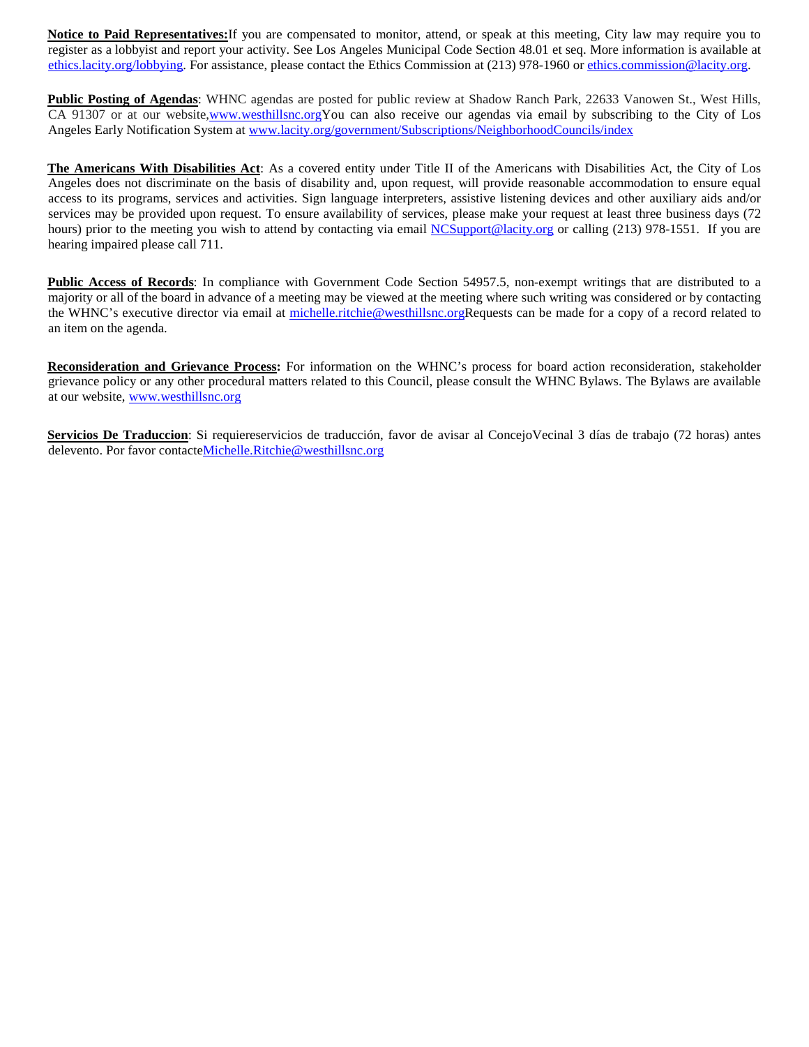**Notice to Paid Representatives:** If you are compensated to monitor, attend, or speak at this meeting, City law may require you to register as a lobbyist and report your activity. See Los Angeles Municipal Code Section 48.01 et seq. More information is available at ethics.lacity.org/lobbying. For assistance, please contact the Ethics Commission at (213) 978-1960 or ethics.commission@lacity.org.

**Public Posting of Agendas**: WHNC agendas are posted for public review at Shadow Ranch Park, 22633 Vanowen St., West Hills, CA 91307 or at our website, www.westhillsnc.org You can also receive our agendas via email by subscribing to the City of Los Angeles Early Notification System at www.lacity.org/government/Subscriptions/NeighborhoodCouncils/index

**The Americans With Disabilities Act**: As a covered entity under Title II of the Americans with Disabilities Act, the City of Los Angeles does not discriminate on the basis of disability and, upon request, will provide reasonable accommodation to ensure equal access to its programs, services and activities. Sign language interpreters, assistive listening devices and other auxiliary aids and/or services may be provided upon request. To ensure availability of services, please make your request at least three business days (72 hours) prior to the meeting you wish to attend by contacting via email NCSupport@lacity.org or calling (213) 978-1551. If you are hearing impaired please call 711.

**Public Access of Records**: In compliance with Government Code Section 54957.5, non-exempt writings that are distributed to a majority or all of the board in advance of a meeting may be viewed at the meeting where such writing was considered or by contacting the WHNC's executive director via email at michelle.ritchie@westhillsnc.org Requests can be made for a copy of a record related to an item on the agenda.

**Reconsideration and Grievance Process:** For information on the WHNC's process for board action reconsideration, stakeholder grievance policy or any other procedural matters related to this Council, please consult the WHNC Bylaws. The Bylaws are available at our website, www.westhillsnc.org

**Servicios De Traduccion**: Si requiereservicios de traducción, favor de avisar al ConcejoVecinal 3 días de trabajo (72 horas) antes delevento. Por favor contacte Michelle.Ritchie@westhillsnc.org